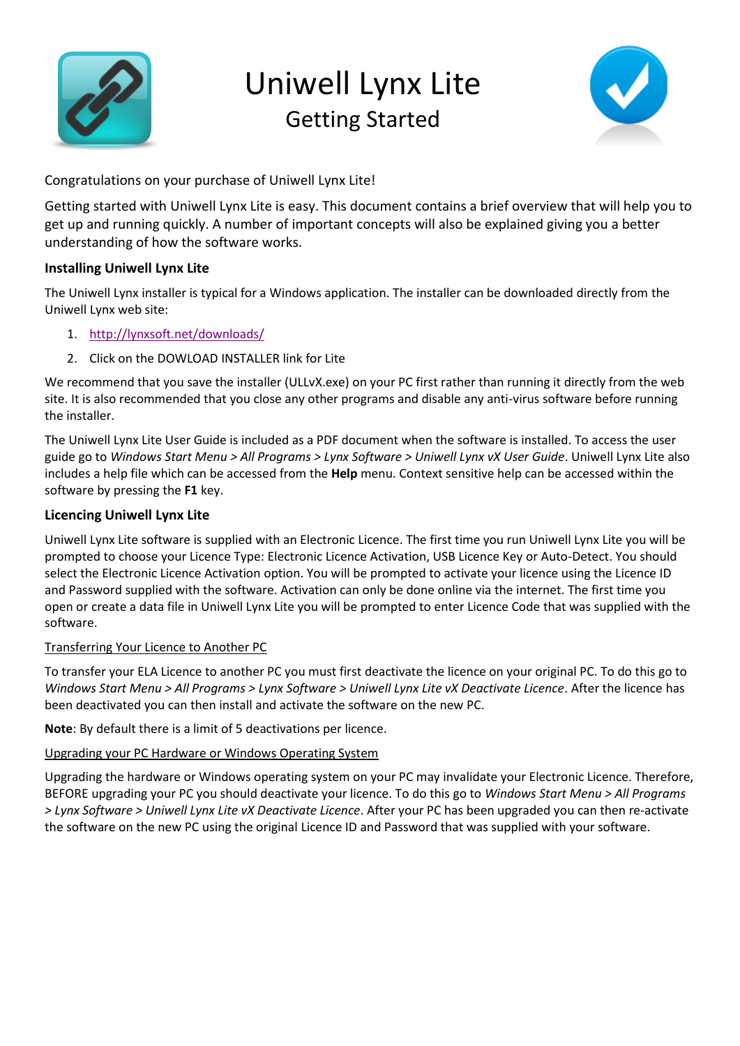# Uniwell Lynx Lite

## Getting Started

Congratulations on your purchase of Uniwell Lynx Lite!

Getting started with Uniwell Lynx Lite is easy. This document contains a brief overview that will help you to get up and running quickly. A number of important concepts will also be explained giving you a better understanding of how the software works.

### Installing Uniwell Lynx Lite

The Uniwell Lynx installer is typical for a Windows application. The installer can be downloaded directly from the Uniwell Lynx web site:

1. http://lynxsoft.net/downloads/
2. Click on the DOWLOAD INSTALLER link for Lite

We recommend that you save the installer (ULLvX.exe) on your PC first rather than running it directly from the web site. It is also recommended that you close any other programs and disable any anti-virus software before running the installer.

The Uniwell Lynx Lite User Guide is included as a PDF document when the software is installed. To access the user guide go to *Windows Start Menu > All Programs > Lynx Software > Uniwell Lynx vX User Guide*. Uniwell Lynx Lite also includes a help file which can be accessed from the **Help** menu. Context sensitive help can be accessed within the software by pressing the **F1** key.

### Licencing Uniwell Lynx Lite

Uniwell Lynx Lite software is supplied with an Electronic Licence. The first time you run Uniwell Lynx Lite you will be prompted to choose your Licence Type: Electronic Licence Activation, USB Licence Key or Auto-Detect. You should select the Electronic Licence Activation option. You will be prompted to activate your licence using the Licence ID and Password supplied with the software. Activation can only be done online via the internet. The first time you open or create a data file in Uniwell Lynx Lite you will be prompted to enter Licence Code that was supplied with the software.

#### Transferring Your Licence to Another PC

To transfer your ELA Licence to another PC you must first deactivate the licence on your original PC. To do this go to *Windows Start Menu > All Programs > Lynx Software > Uniwell Lynx Lite vX Deactivate Licence*. After the licence has been deactivated you can then install and activate the software on the new PC.

**Note**: By default there is a limit of 5 deactivations per licence.

#### Upgrading your PC Hardware or Windows Operating System

Upgrading the hardware or Windows operating system on your PC may invalidate your Electronic Licence. Therefore, BEFORE upgrading your PC you should deactivate your licence. To do this go to *Windows Start Menu > All Programs > Lynx Software > Uniwell Lynx Lite vX Deactivate Licence*. After your PC has been upgraded you can then re-activate the software on the new PC using the original Licence ID and Password that was supplied with your software.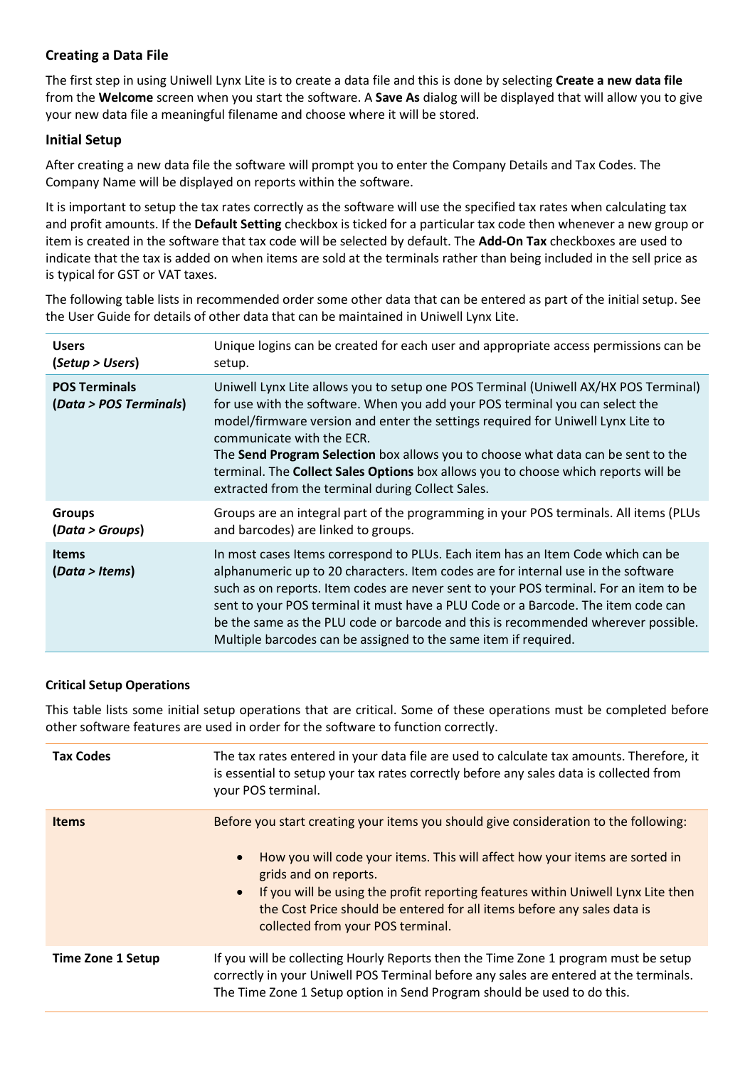### Creating a Data File

The first step in using Uniwell Lynx Lite is to create a data file and this is done by selecting **Create a new data file** from the **Welcome** screen when you start the software. A **Save As** dialog will be displayed that will allow you to give your new data file a meaningful filename and choose where it will be stored.

### Initial Setup

After creating a new data file the software will prompt you to enter the Company Details and Tax Codes. The Company Name will be displayed on reports within the software.

It is important to setup the tax rates correctly as the software will use the specified tax rates when calculating tax and profit amounts. If the **Default Setting** checkbox is ticked for a particular tax code then whenever a new group or item is created in the software that tax code will be selected by default. The **Add-On Tax** checkboxes are used to indicate that the tax is added on when items are sold at the terminals rather than being included in the sell price as is typical for GST or VAT taxes.

The following table lists in recommended order some other data that can be entered as part of the initial setup. See the User Guide for details of other data that can be maintained in Uniwell Lynx Lite.

| | |
|---|---|
| **Users** (***Setup > Users***) | Unique logins can be created for each user and appropriate access permissions can be setup. |
| **POS Terminals** (***Data > POS Terminals***) | Uniwell Lynx Lite allows you to setup one POS Terminal (Uniwell AX/HX POS Terminal) for use with the software. When you add your POS terminal you can select the model/firmware version and enter the settings required for Uniwell Lynx Lite to communicate with the ECR.<br>The **Send Program Selection** box allows you to choose what data can be sent to the terminal. The **Collect Sales Options** box allows you to choose which reports will be extracted from the terminal during Collect Sales. |
| **Groups** (***Data > Groups***) | Groups are an integral part of the programming in your POS terminals. All items (PLUs and barcodes) are linked to groups. |
| **Items** (***Data > Items***) | In most cases Items correspond to PLUs. Each item has an Item Code which can be alphanumeric up to 20 characters. Item codes are for internal use in the software such as on reports. Item codes are never sent to your POS terminal. For an item to be sent to your POS terminal it must have a PLU Code or a Barcode. The item code can be the same as the PLU code or barcode and this is recommended wherever possible. Multiple barcodes can be assigned to the same item if required. |

#### Critical Setup Operations

This table lists some initial setup operations that are critical. Some of these operations must be completed before other software features are used in order for the software to function correctly.

| | |
|---|---|
| **Tax Codes** | The tax rates entered in your data file are used to calculate tax amounts. Therefore, it is essential to setup your tax rates correctly before any sales data is collected from your POS terminal. |
| **Items** | Before you start creating your items you should give consideration to the following:<br>• How you will code your items. This will affect how your items are sorted in grids and on reports.<br>• If you will be using the profit reporting features within Uniwell Lynx Lite then the Cost Price should be entered for all items before any sales data is collected from your POS terminal. |
| **Time Zone 1 Setup** | If you will be collecting Hourly Reports then the Time Zone 1 program must be setup correctly in your Uniwell POS Terminal before any sales are entered at the terminals. The Time Zone 1 Setup option in Send Program should be used to do this. |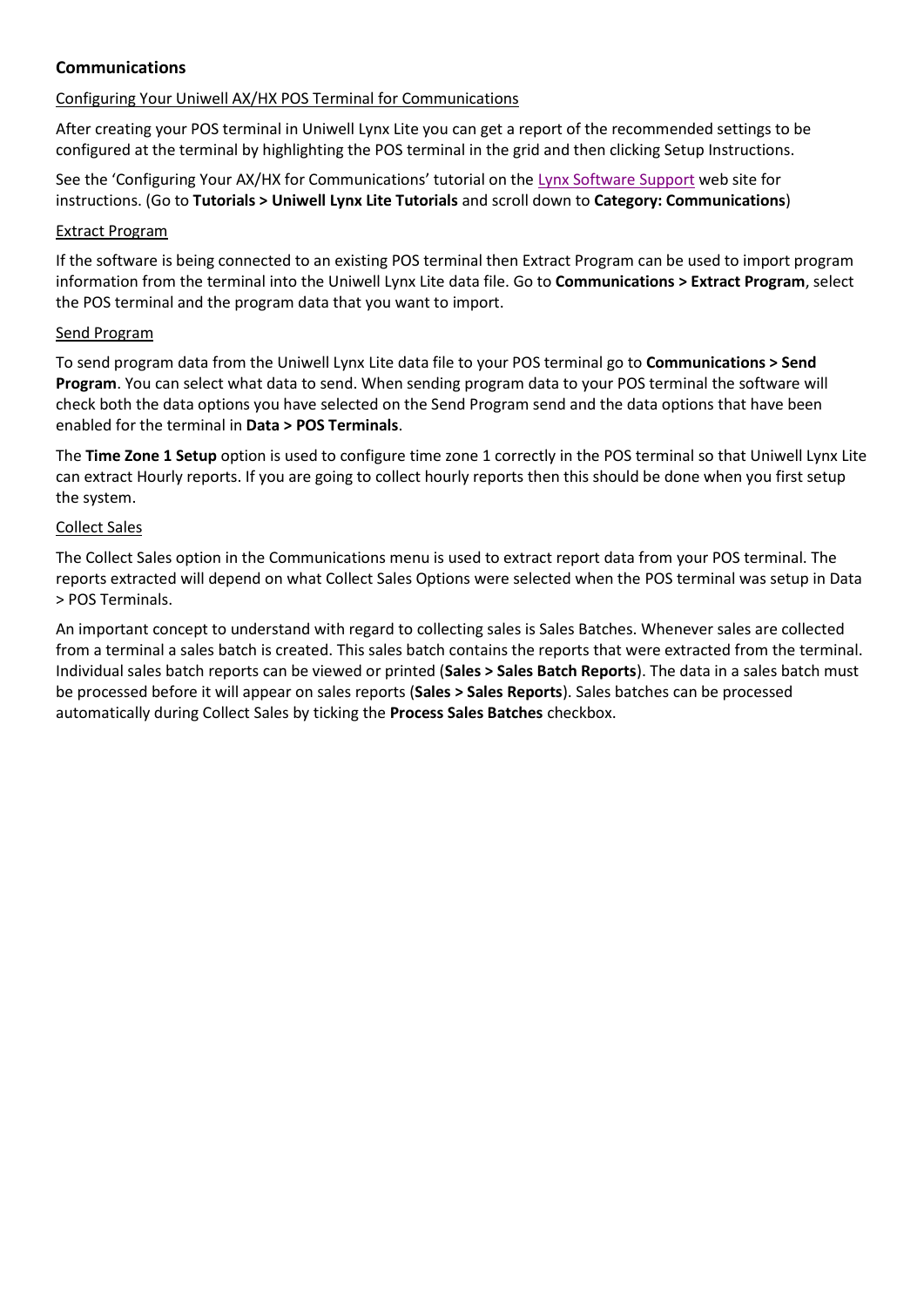## Communications

### Configuring Your Uniwell AX/HX POS Terminal for Communications

After creating your POS terminal in Uniwell Lynx Lite you can get a report of the recommended settings to be configured at the terminal by highlighting the POS terminal in the grid and then clicking Setup Instructions.

See the 'Configuring Your AX/HX for Communications' tutorial on the Lynx Software Support web site for instructions. (Go to **Tutorials > Uniwell Lynx Lite Tutorials** and scroll down to **Category: Communications**)

### Extract Program

If the software is being connected to an existing POS terminal then Extract Program can be used to import program information from the terminal into the Uniwell Lynx Lite data file. Go to **Communications > Extract Program**, select the POS terminal and the program data that you want to import.

### Send Program

To send program data from the Uniwell Lynx Lite data file to your POS terminal go to **Communications > Send Program**. You can select what data to send. When sending program data to your POS terminal the software will check both the data options you have selected on the Send Program send and the data options that have been enabled for the terminal in **Data > POS Terminals**.

The **Time Zone 1 Setup** option is used to configure time zone 1 correctly in the POS terminal so that Uniwell Lynx Lite can extract Hourly reports. If you are going to collect hourly reports then this should be done when you first setup the system.

### Collect Sales

The Collect Sales option in the Communications menu is used to extract report data from your POS terminal. The reports extracted will depend on what Collect Sales Options were selected when the POS terminal was setup in Data > POS Terminals.

An important concept to understand with regard to collecting sales is Sales Batches. Whenever sales are collected from a terminal a sales batch is created. This sales batch contains the reports that were extracted from the terminal. Individual sales batch reports can be viewed or printed (**Sales > Sales Batch Reports**). The data in a sales batch must be processed before it will appear on sales reports (**Sales > Sales Reports**). Sales batches can be processed automatically during Collect Sales by ticking the **Process Sales Batches** checkbox.